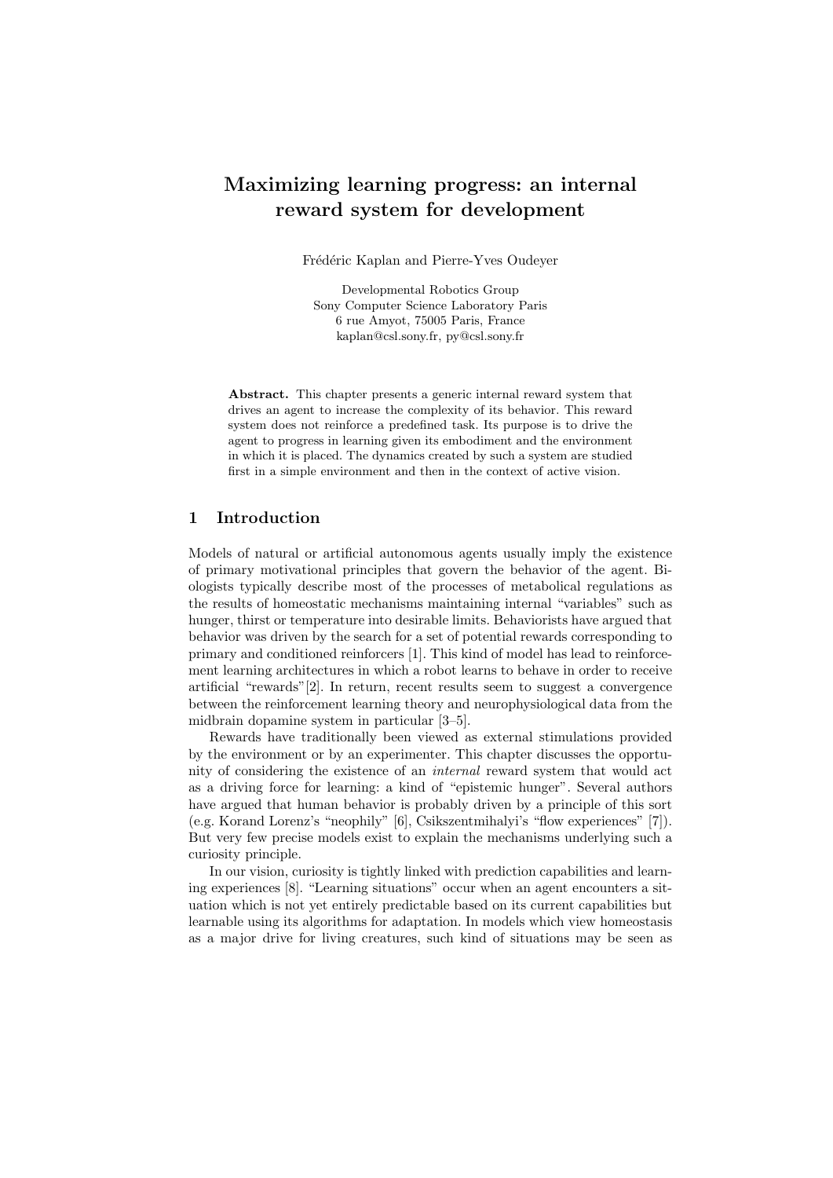# Maximizing learning progress: an internal reward system for development

Frédéric Kaplan and Pierre-Yves Oudeyer

Developmental Robotics Group
Sony Computer Science Laboratory Paris
6 rue Amyot, 75005 Paris, France
kaplan@csl.sony.fr, py@csl.sony.fr

**Abstract.** This chapter presents a generic internal reward system that drives an agent to increase the complexity of its behavior. This reward system does not reinforce a predefined task. Its purpose is to drive the agent to progress in learning given its embodiment and the environment in which it is placed. The dynamics created by such a system are studied first in a simple environment and then in the context of active vision.

## 1 Introduction

Models of natural or artificial autonomous agents usually imply the existence of primary motivational principles that govern the behavior of the agent. Biologists typically describe most of the processes of metabolical regulations as the results of homeostatic mechanisms maintaining internal "variables" such as hunger, thirst or temperature into desirable limits. Behaviorists have argued that behavior was driven by the search for a set of potential rewards corresponding to primary and conditioned reinforcers [1]. This kind of model has lead to reinforcement learning architectures in which a robot learns to behave in order to receive artificial "rewards"[2]. In return, recent results seem to suggest a convergence between the reinforcement learning theory and neurophysiological data from the midbrain dopamine system in particular [3–5].

Rewards have traditionally been viewed as external stimulations provided by the environment or by an experimenter. This chapter discusses the opportunity of considering the existence of an *internal* reward system that would act as a driving force for learning: a kind of "epistemic hunger". Several authors have argued that human behavior is probably driven by a principle of this sort (e.g. Korand Lorenz's "neophily" [6], Csikszentmihalyi's "flow experiences" [7]). But very few precise models exist to explain the mechanisms underlying such a curiosity principle.

In our vision, curiosity is tightly linked with prediction capabilities and learning experiences [8]. "Learning situations" occur when an agent encounters a situation which is not yet entirely predictable based on its current capabilities but learnable using its algorithms for adaptation. In models which view homeostasis as a major drive for living creatures, such kind of situations may be seen as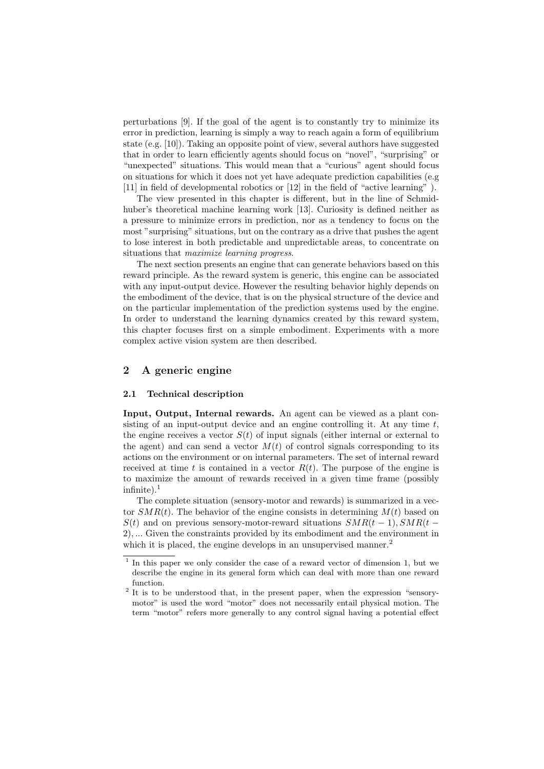perturbations [9]. If the goal of the agent is to constantly try to minimize its error in prediction, learning is simply a way to reach again a form of equilibrium state (e.g. [10]). Taking an opposite point of view, several authors have suggested that in order to learn efficiently agents should focus on "novel", "surprising" or "unexpected" situations. This would mean that a "curious" agent should focus on situations for which it does not yet have adequate prediction capabilities (e.g [11] in field of developmental robotics or [12] in the field of "active learning" ).

The view presented in this chapter is different, but in the line of Schmidhuber's theoretical machine learning work [13]. Curiosity is defined neither as a pressure to minimize errors in prediction, nor as a tendency to focus on the most "surprising" situations, but on the contrary as a drive that pushes the agent to lose interest in both predictable and unpredictable areas, to concentrate on situations that *maximize learning progress*.

The next section presents an engine that can generate behaviors based on this reward principle. As the reward system is generic, this engine can be associated with any input-output device. However the resulting behavior highly depends on the embodiment of the device, that is on the physical structure of the device and on the particular implementation of the prediction systems used by the engine. In order to understand the learning dynamics created by this reward system, this chapter focuses first on a simple embodiment. Experiments with a more complex active vision system are then described.

## 2 A generic engine

### 2.1 Technical description

**Input, Output, Internal rewards.** An agent can be viewed as a plant consisting of an input-output device and an engine controlling it. At any time $t$, the engine receives a vector $S(t)$ of input signals (either internal or external to the agent) and can send a vector $M(t)$ of control signals corresponding to its actions on the environment or on internal parameters. The set of internal reward received at time $t$ is contained in a vector $R(t)$. The purpose of the engine is to maximize the amount of rewards received in a given time frame (possibly infinite).[1]

The complete situation (sensory-motor and rewards) is summarized in a vector $SMR(t)$. The behavior of the engine consists in determining $M(t)$ based on $S(t)$ and on previous sensory-motor-reward situations $SMR(t-1), SMR(t-2), ...$ Given the constraints provided by its embodiment and the environment in which it is placed, the engine develops in an unsupervised manner.[2]

[1] In this paper we only consider the case of a reward vector of dimension 1, but we describe the engine in its general form which can deal with more than one reward function.

[2] It is to be understood that, in the present paper, when the expression "sensory-motor" is used the word "motor" does not necessarily entail physical motion. The term "motor" refers more generally to any control signal having a potential effect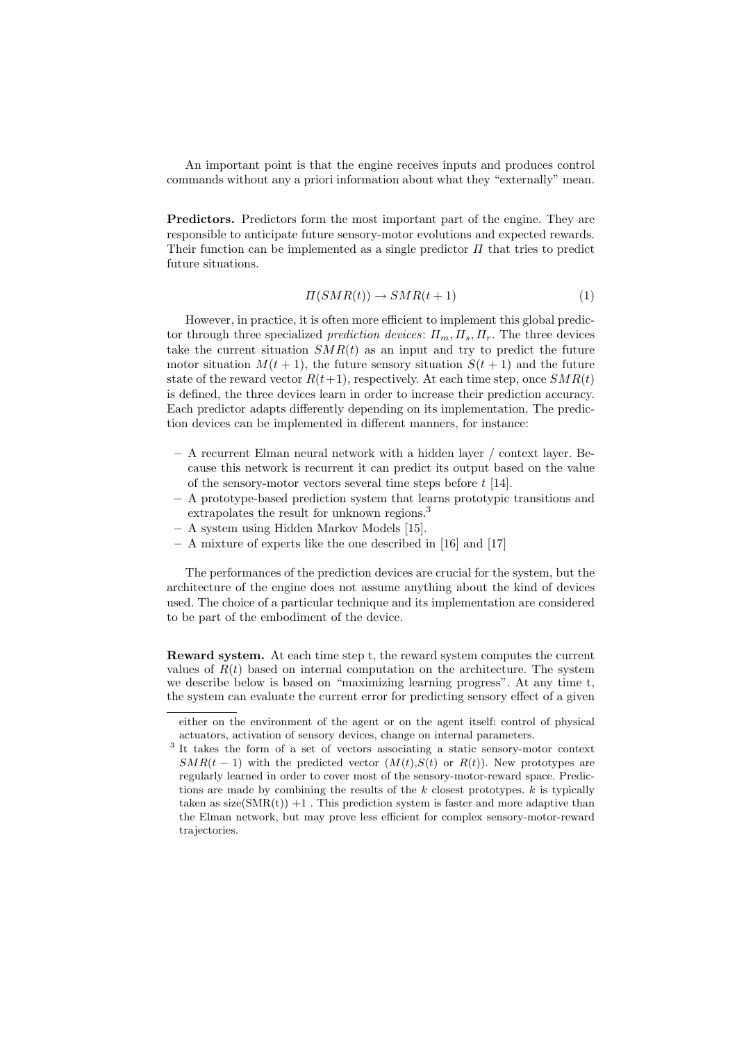An important point is that the engine receives inputs and produces control commands without any a priori information about what they "externally" mean.

**Predictors.** Predictors form the most important part of the engine. They are responsible to anticipate future sensory-motor evolutions and expected rewards. Their function can be implemented as a single predictor $\Pi$ that tries to predict future situations.

$$\Pi(SMR(t)) \rightarrow SMR(t+1) \tag{1}$$

However, in practice, it is often more efficient to implement this global predictor through three specialized *prediction devices*: $\Pi_m, \Pi_s, \Pi_r$. The three devices take the current situation $SMR(t)$ as an input and try to predict the future motor situation $M(t+1)$, the future sensory situation $S(t+1)$ and the future state of the reward vector $R(t+1)$, respectively. At each time step, once $SMR(t)$ is defined, the three devices learn in order to increase their prediction accuracy. Each predictor adapts differently depending on its implementation. The prediction devices can be implemented in different manners, for instance:

- A recurrent Elman neural network with a hidden layer / context layer. Because this network is recurrent it can predict its output based on the value of the sensory-motor vectors several time steps before $t$ [14].
- A prototype-based prediction system that learns prototypic transitions and extrapolates the result for unknown regions.[3]
- A system using Hidden Markov Models [15].
- A mixture of experts like the one described in [16] and [17]

The performances of the prediction devices are crucial for the system, but the architecture of the engine does not assume anything about the kind of devices used. The choice of a particular technique and its implementation are considered to be part of the embodiment of the device.

**Reward system.** At each time step t, the reward system computes the current values of $R(t)$ based on internal computation on the architecture. The system we describe below is based on "maximizing learning progress". At any time t, the system can evaluate the current error for predicting sensory effect of a given

---

either on the environment of the agent or on the agent itself: control of physical actuators, activation of sensory devices, change on internal parameters.

[3] It takes the form of a set of vectors associating a static sensory-motor context $SMR(t-1)$ with the predicted vector ($M(t)$,$S(t)$ or $R(t)$). New prototypes are regularly learned in order to cover most of the sensory-motor-reward space. Predictions are made by combining the results of the $k$ closest prototypes. $k$ is typically taken as size(SMR(t)) +1 . This prediction system is faster and more adaptive than the Elman network, but may prove less efficient for complex sensory-motor-reward trajectories.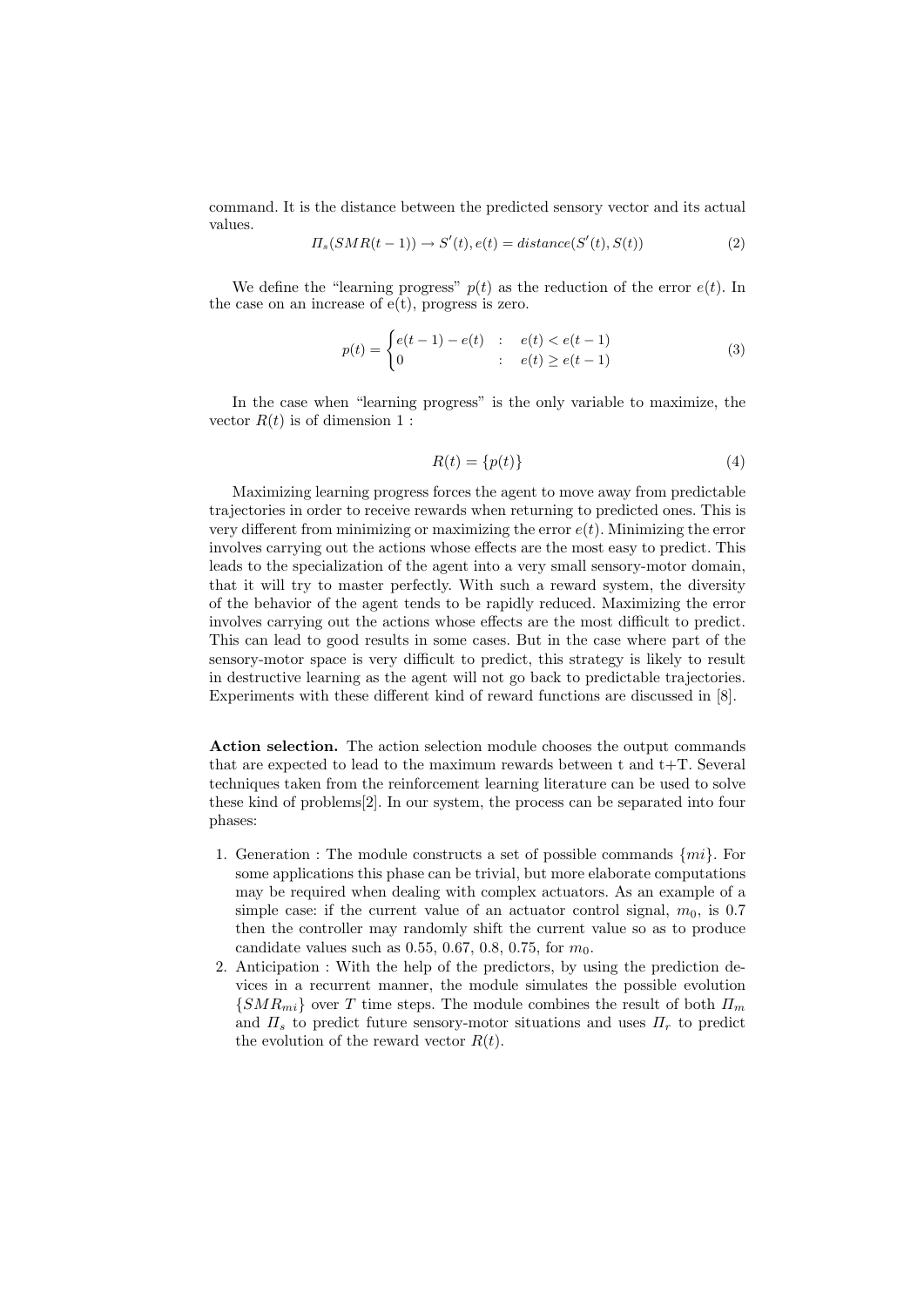command. It is the distance between the predicted sensory vector and its actual values.

$$\Pi_s(SMR(t-1)) \rightarrow S'(t), e(t) = distance(S'(t), S(t)) \tag{2}$$

We define the "learning progress" $p(t)$ as the reduction of the error $e(t)$. In the case on an increase of e(t), progress is zero.

$$p(t) = \begin{cases} e(t-1) - e(t) & : \quad e(t) < e(t-1) \\ 0 & : \quad e(t) \geq e(t-1) \end{cases} \tag{3}$$

In the case when "learning progress" is the only variable to maximize, the vector $R(t)$ is of dimension 1 :

$$R(t) = \{p(t)\} \tag{4}$$

Maximizing learning progress forces the agent to move away from predictable trajectories in order to receive rewards when returning to predicted ones. This is very different from minimizing or maximizing the error $e(t)$. Minimizing the error involves carrying out the actions whose effects are the most easy to predict. This leads to the specialization of the agent into a very small sensory-motor domain, that it will try to master perfectly. With such a reward system, the diversity of the behavior of the agent tends to be rapidly reduced. Maximizing the error involves carrying out the actions whose effects are the most difficult to predict. This can lead to good results in some cases. But in the case where part of the sensory-motor space is very difficult to predict, this strategy is likely to result in destructive learning as the agent will not go back to predictable trajectories. Experiments with these different kind of reward functions are discussed in [8].

**Action selection.** The action selection module chooses the output commands that are expected to lead to the maximum rewards between t and t+T. Several techniques taken from the reinforcement learning literature can be used to solve these kind of problems[2]. In our system, the process can be separated into four phases:

1. Generation : The module constructs a set of possible commands $\{mi\}$. For some applications this phase can be trivial, but more elaborate computations may be required when dealing with complex actuators. As an example of a simple case: if the current value of an actuator control signal, $m_0$, is 0.7 then the controller may randomly shift the current value so as to produce candidate values such as 0.55, 0.67, 0.8, 0.75, for $m_0$.
2. Anticipation : With the help of the predictors, by using the prediction devices in a recurrent manner, the module simulates the possible evolution $\{SMR_{mi}\}$ over $T$ time steps. The module combines the result of both $\Pi_m$ and $\Pi_s$ to predict future sensory-motor situations and uses $\Pi_r$ to predict the evolution of the reward vector $R(t)$.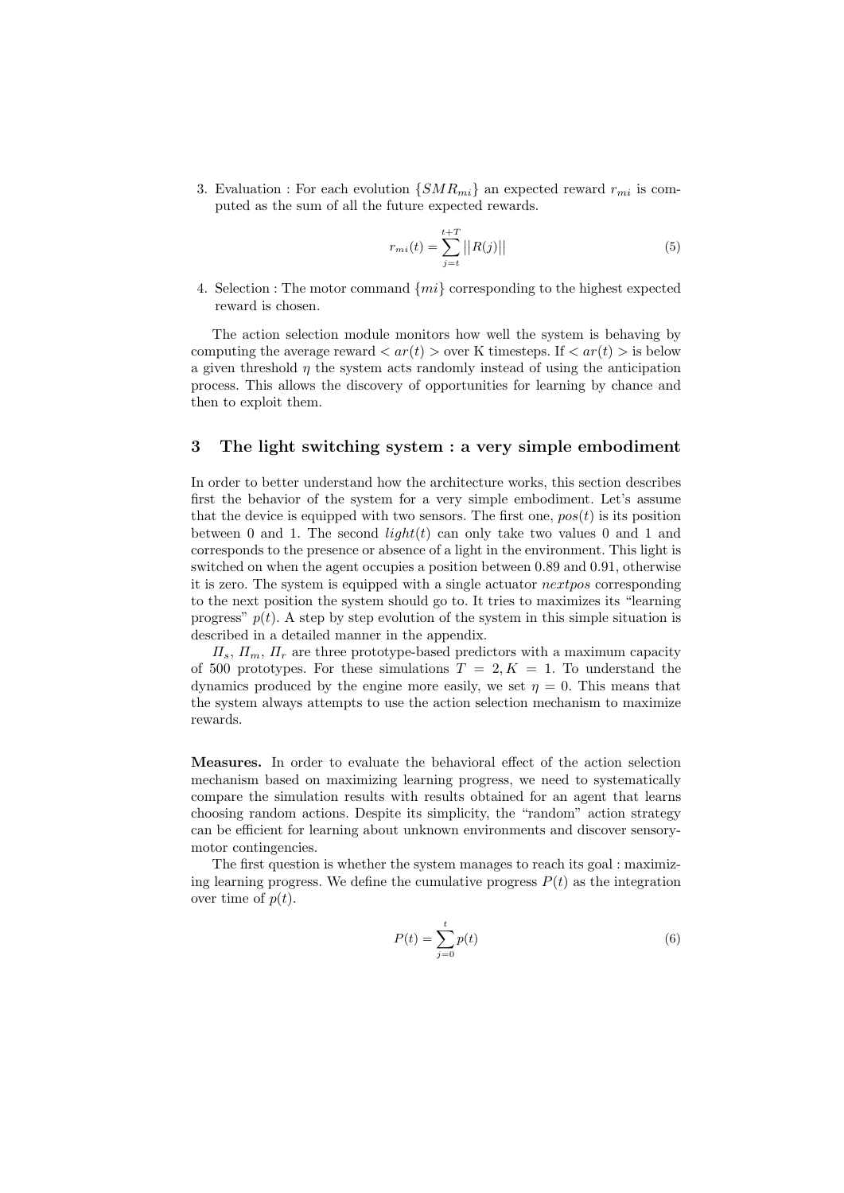3. Evaluation : For each evolution $\{SMR_{mi}\}$ an expected reward $r_{mi}$ is computed as the sum of all the future expected rewards.

$$r_{mi}(t) = \sum_{j=t}^{t+T} ||R(j)|| \tag{5}$$

4. Selection : The motor command $\{mi\}$ corresponding to the highest expected reward is chosen.

The action selection module monitors how well the system is behaving by computing the average reward $< ar(t) >$ over K timesteps. If $< ar(t) >$ is below a given threshold $\eta$ the system acts randomly instead of using the anticipation process. This allows the discovery of opportunities for learning by chance and then to exploit them.

## 3 The light switching system : a very simple embodiment

In order to better understand how the architecture works, this section describes first the behavior of the system for a very simple embodiment. Let's assume that the device is equipped with two sensors. The first one, $pos(t)$ is its position between 0 and 1. The second $light(t)$ can only take two values 0 and 1 and corresponds to the presence or absence of a light in the environment. This light is switched on when the agent occupies a position between 0.89 and 0.91, otherwise it is zero. The system is equipped with a single actuator *nextpos* corresponding to the next position the system should go to. It tries to maximizes its "learning progress" $p(t)$. A step by step evolution of the system in this simple situation is described in a detailed manner in the appendix.

$\Pi_s$, $\Pi_m$, $\Pi_r$ are three prototype-based predictors with a maximum capacity of 500 prototypes. For these simulations $T = 2, K = 1$. To understand the dynamics produced by the engine more easily, we set $\eta = 0$. This means that the system always attempts to use the action selection mechanism to maximize rewards.

**Measures.** In order to evaluate the behavioral effect of the action selection mechanism based on maximizing learning progress, we need to systematically compare the simulation results with results obtained for an agent that learns choosing random actions. Despite its simplicity, the "random" action strategy can be efficient for learning about unknown environments and discover sensory-motor contingencies.

The first question is whether the system manages to reach its goal : maximizing learning progress. We define the cumulative progress $P(t)$ as the integration over time of $p(t)$.

$$P(t) = \sum_{j=0}^{t} p(t) \tag{6}$$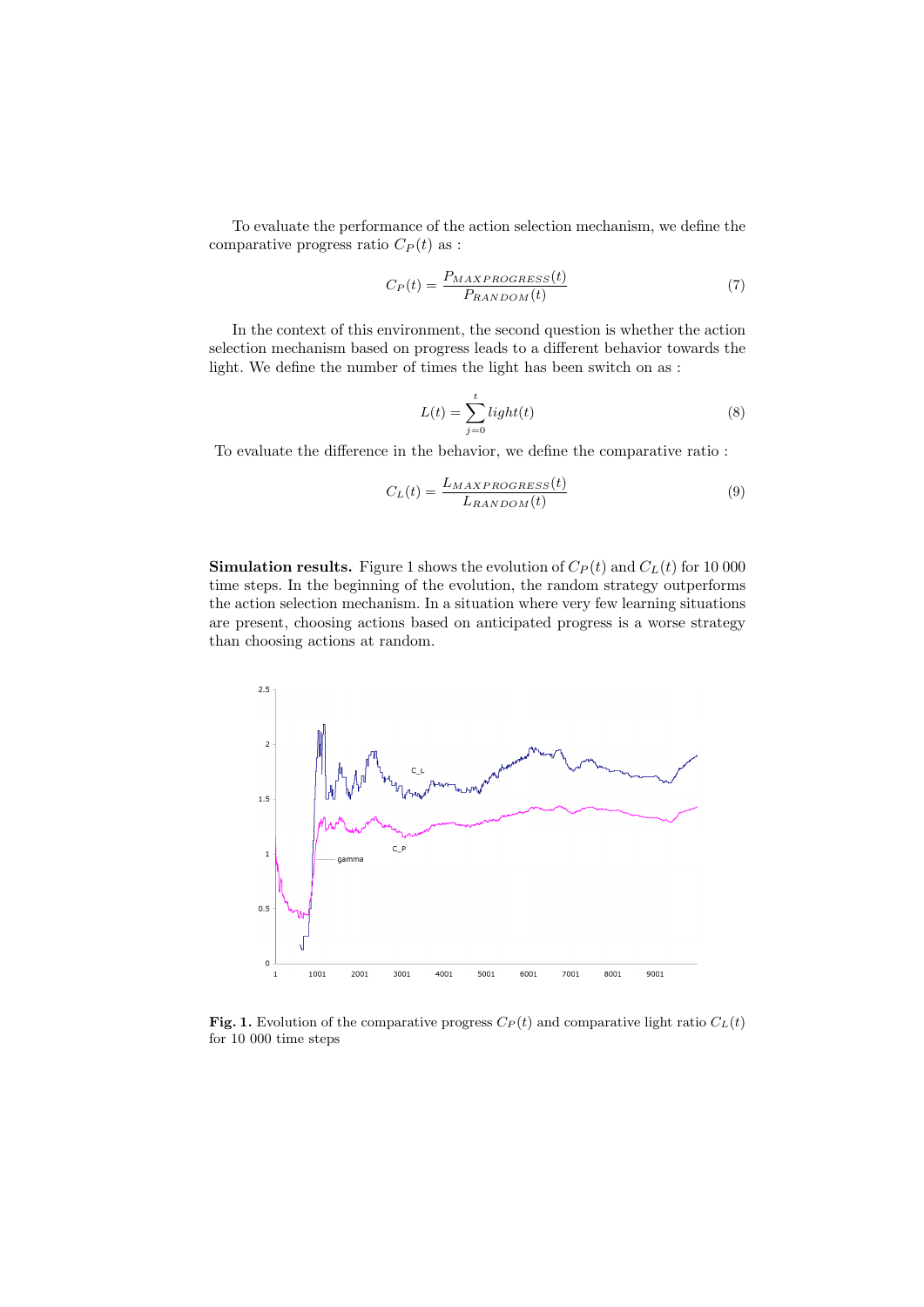To evaluate the performance of the action selection mechanism, we define the comparative progress ratio $C_P(t)$ as :

$$C_P(t) = \frac{P_{MAXPROGRESS}(t)}{P_{RANDOM}(t)} \tag{7}$$

In the context of this environment, the second question is whether the action selection mechanism based on progress leads to a different behavior towards the light. We define the number of times the light has been switch on as :

$$L(t) = \sum_{j=0}^{t} light(t) \tag{8}$$

To evaluate the difference in the behavior, we define the comparative ratio :

$$C_L(t) = \frac{L_{MAXPROGRESS}(t)}{L_{RANDOM}(t)} \tag{9}$$

**Simulation results.** Figure 1 shows the evolution of $C_P(t)$ and $C_L(t)$ for 10 000 time steps. In the beginning of the evolution, the random strategy outperforms the action selection mechanism. In a situation where very few learning situations are present, choosing actions based on anticipated progress is a worse strategy than choosing actions at random.

**Fig. 1.** Evolution of the comparative progress $C_P(t)$ and comparative light ratio $C_L(t)$ for 10 000 time steps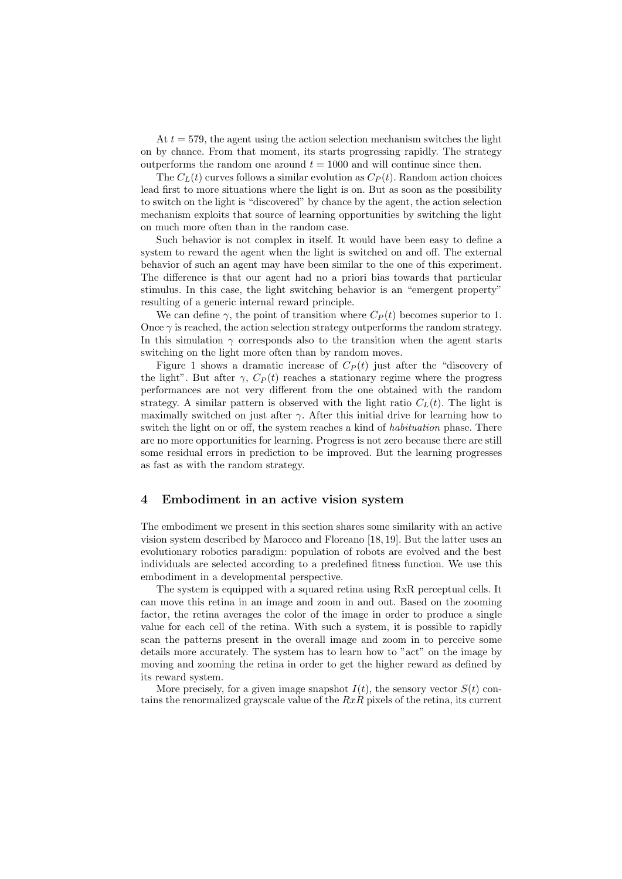At $t = 579$, the agent using the action selection mechanism switches the light on by chance. From that moment, its starts progressing rapidly. The strategy outperforms the random one around $t = 1000$ and will continue since then.

The $C_L(t)$ curves follows a similar evolution as $C_P(t)$. Random action choices lead first to more situations where the light is on. But as soon as the possibility to switch on the light is "discovered" by chance by the agent, the action selection mechanism exploits that source of learning opportunities by switching the light on much more often than in the random case.

Such behavior is not complex in itself. It would have been easy to define a system to reward the agent when the light is switched on and off. The external behavior of such an agent may have been similar to the one of this experiment. The difference is that our agent had no a priori bias towards that particular stimulus. In this case, the light switching behavior is an "emergent property" resulting of a generic internal reward principle.

We can define $\gamma$, the point of transition where $C_P(t)$ becomes superior to 1. Once $\gamma$ is reached, the action selection strategy outperforms the random strategy. In this simulation $\gamma$ corresponds also to the transition when the agent starts switching on the light more often than by random moves.

Figure 1 shows a dramatic increase of $C_P(t)$ just after the "discovery of the light". But after $\gamma$, $C_P(t)$ reaches a stationary regime where the progress performances are not very different from the one obtained with the random strategy. A similar pattern is observed with the light ratio $C_L(t)$. The light is maximally switched on just after $\gamma$. After this initial drive for learning how to switch the light on or off, the system reaches a kind of *habituation* phase. There are no more opportunities for learning. Progress is not zero because there are still some residual errors in prediction to be improved. But the learning progresses as fast as with the random strategy.

## 4 Embodiment in an active vision system

The embodiment we present in this section shares some similarity with an active vision system described by Marocco and Floreano [18, 19]. But the latter uses an evolutionary robotics paradigm: population of robots are evolved and the best individuals are selected according to a predefined fitness function. We use this embodiment in a developmental perspective.

The system is equipped with a squared retina using RxR perceptual cells. It can move this retina in an image and zoom in and out. Based on the zooming factor, the retina averages the color of the image in order to produce a single value for each cell of the retina. With such a system, it is possible to rapidly scan the patterns present in the overall image and zoom in to perceive some details more accurately. The system has to learn how to "act" on the image by moving and zooming the retina in order to get the higher reward as defined by its reward system.

More precisely, for a given image snapshot $I(t)$, the sensory vector $S(t)$ contains the renormalized grayscale value of the $RxR$ pixels of the retina, its current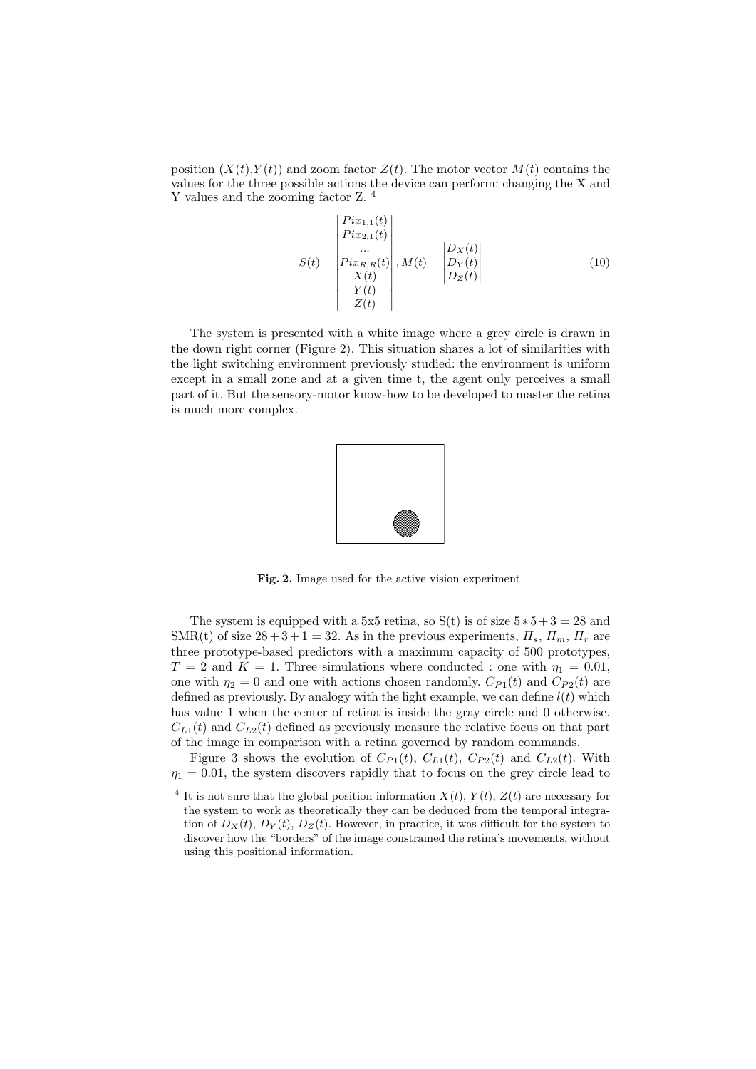position $(X(t),Y(t))$ and zoom factor $Z(t)$. The motor vector $M(t)$ contains the values for the three possible actions the device can perform: changing the X and Y values and the zooming factor Z. [4]

$$S(t) = \begin{vmatrix} Pix_{1,1}(t) \\ Pix_{2,1}(t) \\ \ldots \\ Pix_{R,R}(t) \\ X(t) \\ Y(t) \\ Z(t) \end{vmatrix}, M(t) = \begin{vmatrix} D_X(t) \\ D_Y(t) \\ D_Z(t) \end{vmatrix} \tag{10}$$

The system is presented with a white image where a grey circle is drawn in the down right corner (Figure 2). This situation shares a lot of similarities with the light switching environment previously studied: the environment is uniform except in a small zone and at a given time t, the agent only perceives a small part of it. But the sensory-motor know-how to be developed to master the retina is much more complex.

**Fig. 2.** Image used for the active vision experiment

The system is equipped with a 5x5 retina, so S(t) is of size $5*5+3 = 28$ and SMR(t) of size $28+3+1 = 32$. As in the previous experiments, $\Pi_s$, $\Pi_m$, $\Pi_r$ are three prototype-based predictors with a maximum capacity of 500 prototypes, $T = 2$ and $K = 1$. Three simulations where conducted : one with $\eta_1 = 0.01$, one with $\eta_2 = 0$ and one with actions chosen randomly. $C_{P1}(t)$ and $C_{P2}(t)$ are defined as previously. By analogy with the light example, we can define $l(t)$ which has value 1 when the center of retina is inside the gray circle and 0 otherwise. $C_{L1}(t)$ and $C_{L2}(t)$ defined as previously measure the relative focus on that part of the image in comparison with a retina governed by random commands.

Figure 3 shows the evolution of $C_{P1}(t)$, $C_{L1}(t)$, $C_{P2}(t)$ and $C_{L2}(t)$. With $\eta_1 = 0.01$, the system discovers rapidly that to focus on the grey circle lead to

---

[4] It is not sure that the global position information $X(t)$, $Y(t)$, $Z(t)$ are necessary for the system to work as theoretically they can be deduced from the temporal integration of $D_X(t)$, $D_Y(t)$, $D_Z(t)$. However, in practice, it was difficult for the system to discover how the "borders" of the image constrained the retina's movements, without using this positional information.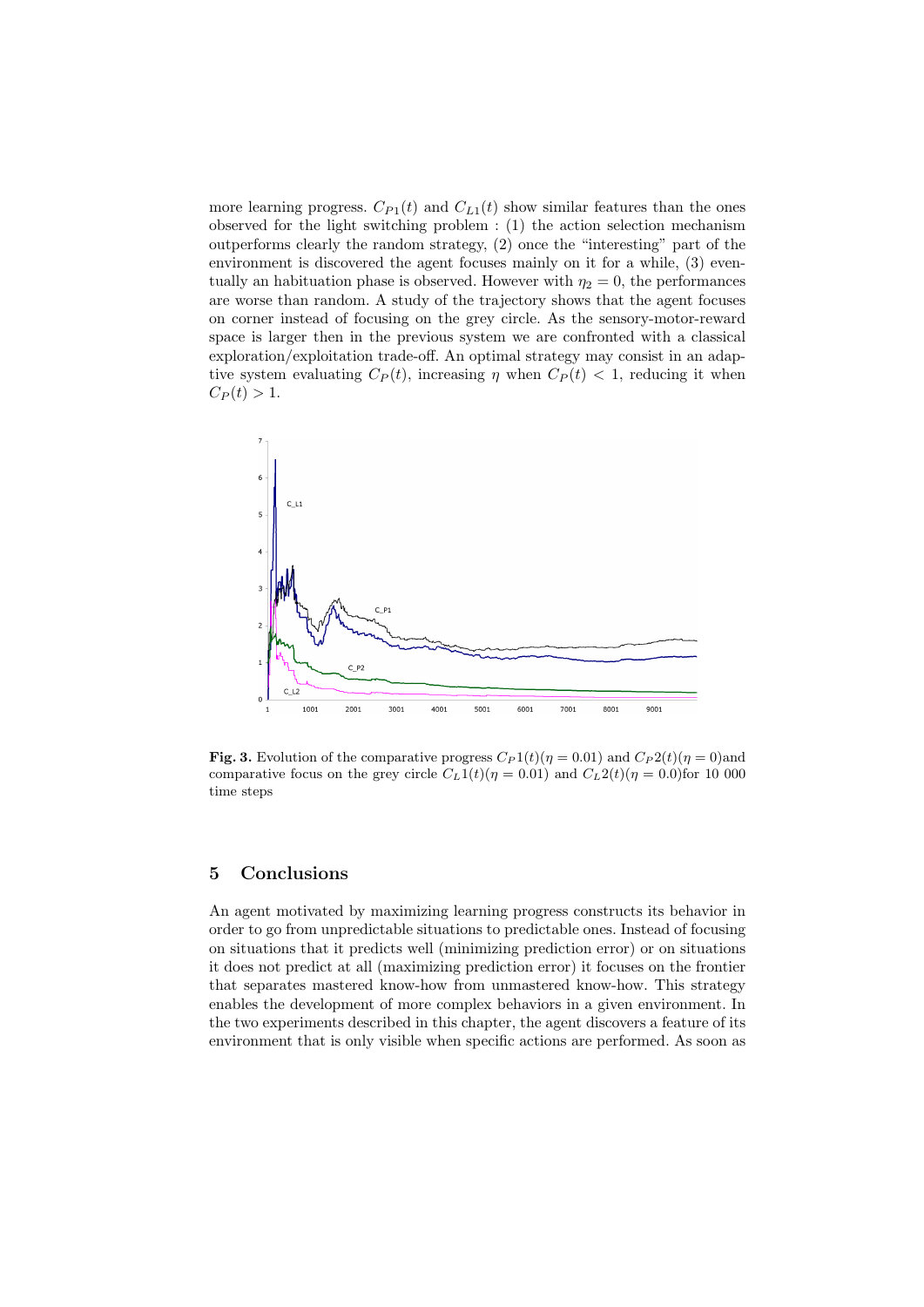more learning progress. $C_{P1}(t)$ and $C_{L1}(t)$ show similar features than the ones observed for the light switching problem : (1) the action selection mechanism outperforms clearly the random strategy, (2) once the "interesting" part of the environment is discovered the agent focuses mainly on it for a while, (3) eventually an habituation phase is observed. However with $\eta_2 = 0$, the performances are worse than random. A study of the trajectory shows that the agent focuses on corner instead of focusing on the grey circle. As the sensory-motor-reward space is larger then in the previous system we are confronted with a classical exploration/exploitation trade-off. An optimal strategy may consist in an adaptive system evaluating $C_P(t)$, increasing $\eta$ when $C_P(t) < 1$, reducing it when $C_P(t) > 1$.

**Fig. 3.** Evolution of the comparative progress $C_P1(t)(\eta = 0.01)$ and $C_P2(t)(\eta = 0)$and comparative focus on the grey circle $C_L1(t)(\eta = 0.01)$ and $C_L2(t)(\eta = 0.0)$for 10 000 time steps

## 5 Conclusions

An agent motivated by maximizing learning progress constructs its behavior in order to go from unpredictable situations to predictable ones. Instead of focusing on situations that it predicts well (minimizing prediction error) or on situations it does not predict at all (maximizing prediction error) it focuses on the frontier that separates mastered know-how from unmastered know-how. This strategy enables the development of more complex behaviors in a given environment. In the two experiments described in this chapter, the agent discovers a feature of its environment that is only visible when specific actions are performed. As soon as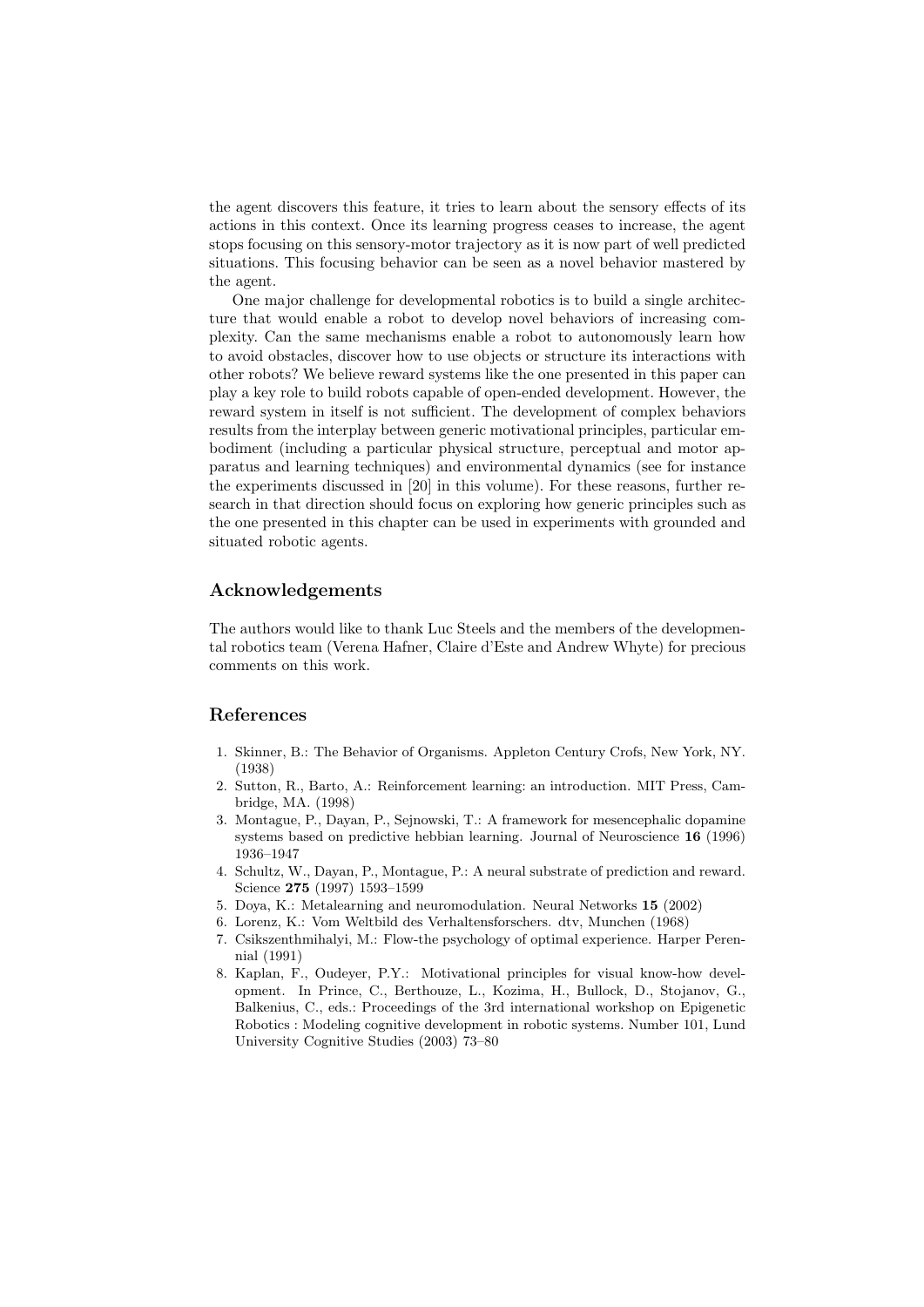the agent discovers this feature, it tries to learn about the sensory effects of its actions in this context. Once its learning progress ceases to increase, the agent stops focusing on this sensory-motor trajectory as it is now part of well predicted situations. This focusing behavior can be seen as a novel behavior mastered by the agent.

One major challenge for developmental robotics is to build a single architecture that would enable a robot to develop novel behaviors of increasing complexity. Can the same mechanisms enable a robot to autonomously learn how to avoid obstacles, discover how to use objects or structure its interactions with other robots? We believe reward systems like the one presented in this paper can play a key role to build robots capable of open-ended development. However, the reward system in itself is not sufficient. The development of complex behaviors results from the interplay between generic motivational principles, particular embodiment (including a particular physical structure, perceptual and motor apparatus and learning techniques) and environmental dynamics (see for instance the experiments discussed in [20] in this volume). For these reasons, further research in that direction should focus on exploring how generic principles such as the one presented in this chapter can be used in experiments with grounded and situated robotic agents.

## Acknowledgements

The authors would like to thank Luc Steels and the members of the developmental robotics team (Verena Hafner, Claire d'Este and Andrew Whyte) for precious comments on this work.

## References

1. Skinner, B.: The Behavior of Organisms. Appleton Century Crofs, New York, NY. (1938)
2. Sutton, R., Barto, A.: Reinforcement learning: an introduction. MIT Press, Cambridge, MA. (1998)
3. Montague, P., Dayan, P., Sejnowski, T.: A framework for mesencephalic dopamine systems based on predictive hebbian learning. Journal of Neuroscience **16** (1996) 1936–1947
4. Schultz, W., Dayan, P., Montague, P.: A neural substrate of prediction and reward. Science **275** (1997) 1593–1599
5. Doya, K.: Metalearning and neuromodulation. Neural Networks **15** (2002)
6. Lorenz, K.: Vom Weltbild des Verhaltensforschers. dtv, Munchen (1968)
7. Csikszenthmihalyi, M.: Flow-the psychology of optimal experience. Harper Perennial (1991)
8. Kaplan, F., Oudeyer, P.Y.: Motivational principles for visual know-how development. In Prince, C., Berthouze, L., Kozima, H., Bullock, D., Stojanov, G., Balkenius, C., eds.: Proceedings of the 3rd international workshop on Epigenetic Robotics : Modeling cognitive development in robotic systems. Number 101, Lund University Cognitive Studies (2003) 73–80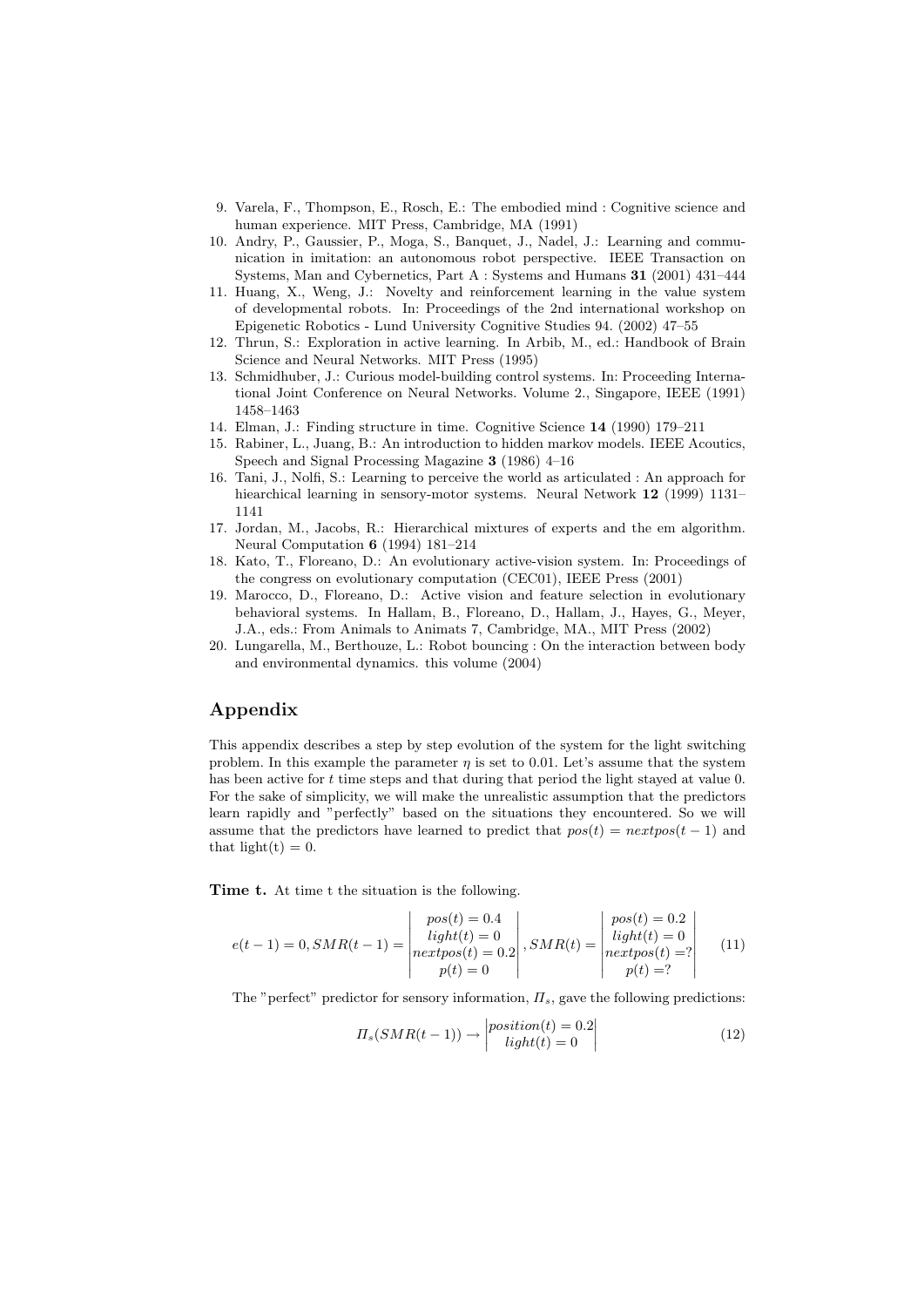9. Varela, F., Thompson, E., Rosch, E.: The embodied mind : Cognitive science and human experience. MIT Press, Cambridge, MA (1991)
10. Andry, P., Gaussier, P., Moga, S., Banquet, J., Nadel, J.: Learning and communication in imitation: an autonomous robot perspective. IEEE Transaction on Systems, Man and Cybernetics, Part A : Systems and Humans **31** (2001) 431–444
11. Huang, X., Weng, J.: Novelty and reinforcement learning in the value system of developmental robots. In: Proceedings of the 2nd international workshop on Epigenetic Robotics - Lund University Cognitive Studies 94. (2002) 47–55
12. Thrun, S.: Exploration in active learning. In Arbib, M., ed.: Handbook of Brain Science and Neural Networks. MIT Press (1995)
13. Schmidhuber, J.: Curious model-building control systems. In: Proceeding International Joint Conference on Neural Networks. Volume 2., Singapore, IEEE (1991) 1458–1463
14. Elman, J.: Finding structure in time. Cognitive Science **14** (1990) 179–211
15. Rabiner, L., Juang, B.: An introduction to hidden markov models. IEEE Acoutics, Speech and Signal Processing Magazine **3** (1986) 4–16
16. Tani, J., Nolfi, S.: Learning to perceive the world as articulated : An approach for hiearchical learning in sensory-motor systems. Neural Network **12** (1999) 1131–1141
17. Jordan, M., Jacobs, R.: Hierarchical mixtures of experts and the em algorithm. Neural Computation **6** (1994) 181–214
18. Kato, T., Floreano, D.: An evolutionary active-vision system. In: Proceedings of the congress on evolutionary computation (CEC01), IEEE Press (2001)
19. Marocco, D., Floreano, D.: Active vision and feature selection in evolutionary behavioral systems. In Hallam, B., Floreano, D., Hallam, J., Hayes, G., Meyer, J.A., eds.: From Animals to Animats 7, Cambridge, MA., MIT Press (2002)
20. Lungarella, M., Berthouze, L.: Robot bouncing : On the interaction between body and environmental dynamics. this volume (2004)

## Appendix

This appendix describes a step by step evolution of the system for the light switching problem. In this example the parameter $\eta$ is set to 0.01. Let's assume that the system has been active for $t$ time steps and that during that period the light stayed at value 0. For the sake of simplicity, we will make the unrealistic assumption that the predictors learn rapidly and "perfectly" based on the situations they encountered. So we will assume that the predictors have learned to predict that $pos(t) = nextpos(t-1)$ and that light(t) = 0.

**Time t.** At time t the situation is the following.

$$e(t-1) = 0, SMR(t-1) = \begin{vmatrix} pos(t) = 0.4 \\ light(t) = 0 \\ nextpos(t) = 0.2 \\ p(t) = 0 \end{vmatrix}, SMR(t) = \begin{vmatrix} pos(t) = 0.2 \\ light(t) = 0 \\ nextpos(t) = ? \\ p(t) = ? \end{vmatrix} \tag{11}$$

The "perfect" predictor for sensory information, $\Pi_s$, gave the following predictions:

$$\Pi_s(SMR(t-1)) \rightarrow \begin{vmatrix} position(t) = 0.2 \\ light(t) = 0 \end{vmatrix} \tag{12}$$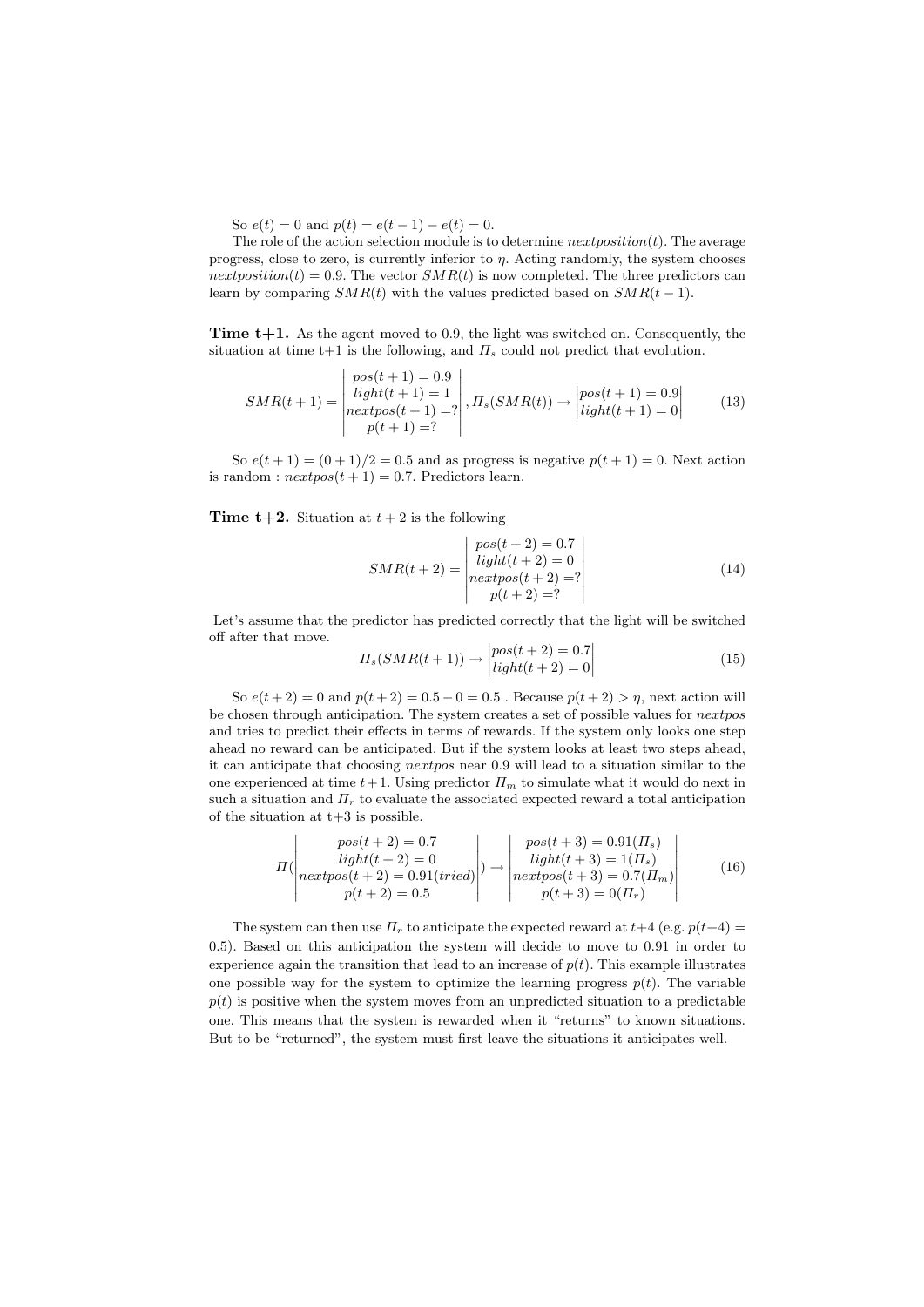So $e(t) = 0$ and $p(t) = e(t-1) - e(t) = 0$.

The role of the action selection module is to determine $nextposition(t)$. The average progress, close to zero, is currently inferior to $\eta$. Acting randomly, the system chooses $nextposition(t) = 0.9$. The vector $SMR(t)$ is now completed. The three predictors can learn by comparing $SMR(t)$ with the values predicted based on $SMR(t-1)$.

**Time t+1.** As the agent moved to 0.9, the light was switched on. Consequently, the situation at time t+1 is the following, and $\Pi_s$ could not predict that evolution.

$$SMR(t+1) = \begin{vmatrix} pos(t+1) = 0.9 \\ light(t+1) = 1 \\ nextpos(t+1) = ? \\ p(t+1) = ? \end{vmatrix}, \Pi_s(SMR(t)) \rightarrow \begin{vmatrix} pos(t+1) = 0.9 \\ light(t+1) = 0 \end{vmatrix} \tag{13}$$

So $e(t+1) = (0+1)/2 = 0.5$ and as progress is negative $p(t+1) = 0$. Next action is random : $nextpos(t+1) = 0.7$. Predictors learn.

**Time t+2.** Situation at $t+2$ is the following

$$SMR(t+2) = \begin{vmatrix} pos(t+2) = 0.7 \\ light(t+2) = 0 \\ nextpos(t+2) = ? \\ p(t+2) = ? \end{vmatrix} \tag{14}$$

Let's assume that the predictor has predicted correctly that the light will be switched off after that move.

$$\Pi_s(SMR(t+1)) \rightarrow \begin{vmatrix} pos(t+2) = 0.7 \\ light(t+2) = 0 \end{vmatrix} \tag{15}$$

So $e(t+2) = 0$ and $p(t+2) = 0.5 - 0 = 0.5$ . Because $p(t+2) > \eta$, next action will be chosen through anticipation. The system creates a set of possible values for $nextpos$ and tries to predict their effects in terms of rewards. If the system only looks one step ahead no reward can be anticipated. But if the system looks at least two steps ahead, it can anticipate that choosing $nextpos$ near 0.9 will lead to a situation similar to the one experienced at time $t+1$. Using predictor $\Pi_m$ to simulate what it would do next in such a situation and $\Pi_r$ to evaluate the associated expected reward a total anticipation of the situation at t+3 is possible.

$$\Pi(\begin{vmatrix} pos(t+2) = 0.7 \\ light(t+2) = 0 \\ nextpos(t+2) = 0.91(tried) \\ p(t+2) = 0.5 \end{vmatrix}) \rightarrow \begin{vmatrix} pos(t+3) = 0.91(\Pi_s) \\ light(t+3) = 1(\Pi_s) \\ nextpos(t+3) = 0.7(\Pi_m) \\ p(t+3) = 0(\Pi_r) \end{vmatrix} \tag{16}$$

The system can then use $\Pi_r$ to anticipate the expected reward at t+4 (e.g. $p(t+4) = 0.5$). Based on this anticipation the system will decide to move to 0.91 in order to experience again the transition that lead to an increase of $p(t)$. This example illustrates one possible way for the system to optimize the learning progress $p(t)$. The variable $p(t)$ is positive when the system moves from an unpredicted situation to a predictable one. This means that the system is rewarded when it "returns" to known situations. But to be "returned", the system must first leave the situations it anticipates well.